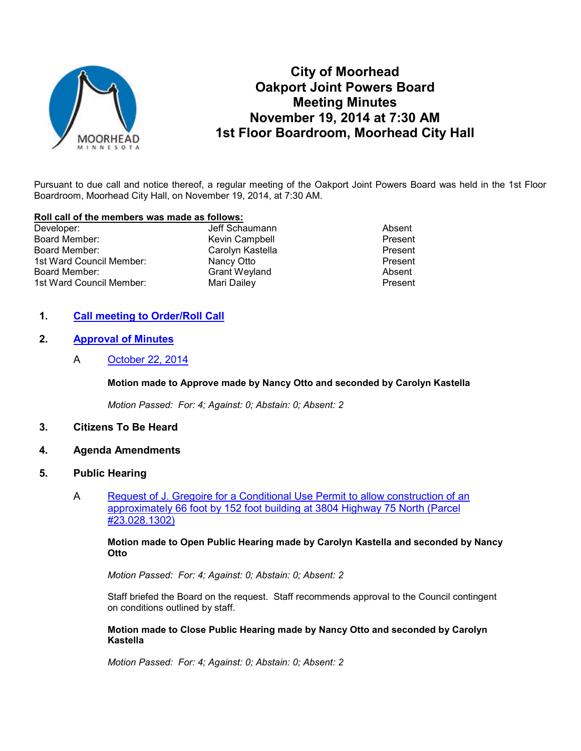# City of Moorhead
# Oakport Joint Powers Board
# Meeting Minutes
# November 19, 2014 at 7:30 AM
# 1st Floor Boardroom, Moorhead City Hall

Pursuant to due call and notice thereof, a regular meeting of the Oakport Joint Powers Board was held in the 1st Floor Boardroom, Moorhead City Hall, on November 19, 2014, at 7:30 AM.

**Roll call of the members was made as follows:**

| | | |
|---|---|---|
| Developer: | Jeff Schaumann | Absent |
| Board Member: | Kevin Campbell | Present |
| Board Member: | Carolyn Kastella | Present |
| 1st Ward Council Member: | Nancy Otto | Present |
| Board Member: | Grant Weyland | Absent |
| 1st Ward Council Member: | Mari Dailey | Present |

1. **Call meeting to Order/Roll Call**

2. **Approval of Minutes**

   A October 22, 2014

   **Motion made to Approve made by Nancy Otto and seconded by Carolyn Kastella**

   *Motion Passed: For: 4; Against: 0; Abstain: 0; Absent: 2*

3. **Citizens To Be Heard**

4. **Agenda Amendments**

5. **Public Hearing**

   A Request of J. Gregoire for a Conditional Use Permit to allow construction of an approximately 66 foot by 152 foot building at 3804 Highway 75 North (Parcel #23.028.1302)

   **Motion made to Open Public Hearing made by Carolyn Kastella and seconded by Nancy Otto**

   *Motion Passed: For: 4; Against: 0; Abstain: 0; Absent: 2*

   Staff briefed the Board on the request. Staff recommends approval to the Council contingent on conditions outlined by staff.

   **Motion made to Close Public Hearing made by Nancy Otto and seconded by Carolyn Kastella**

   *Motion Passed: For: 4; Against: 0; Abstain: 0; Absent: 2*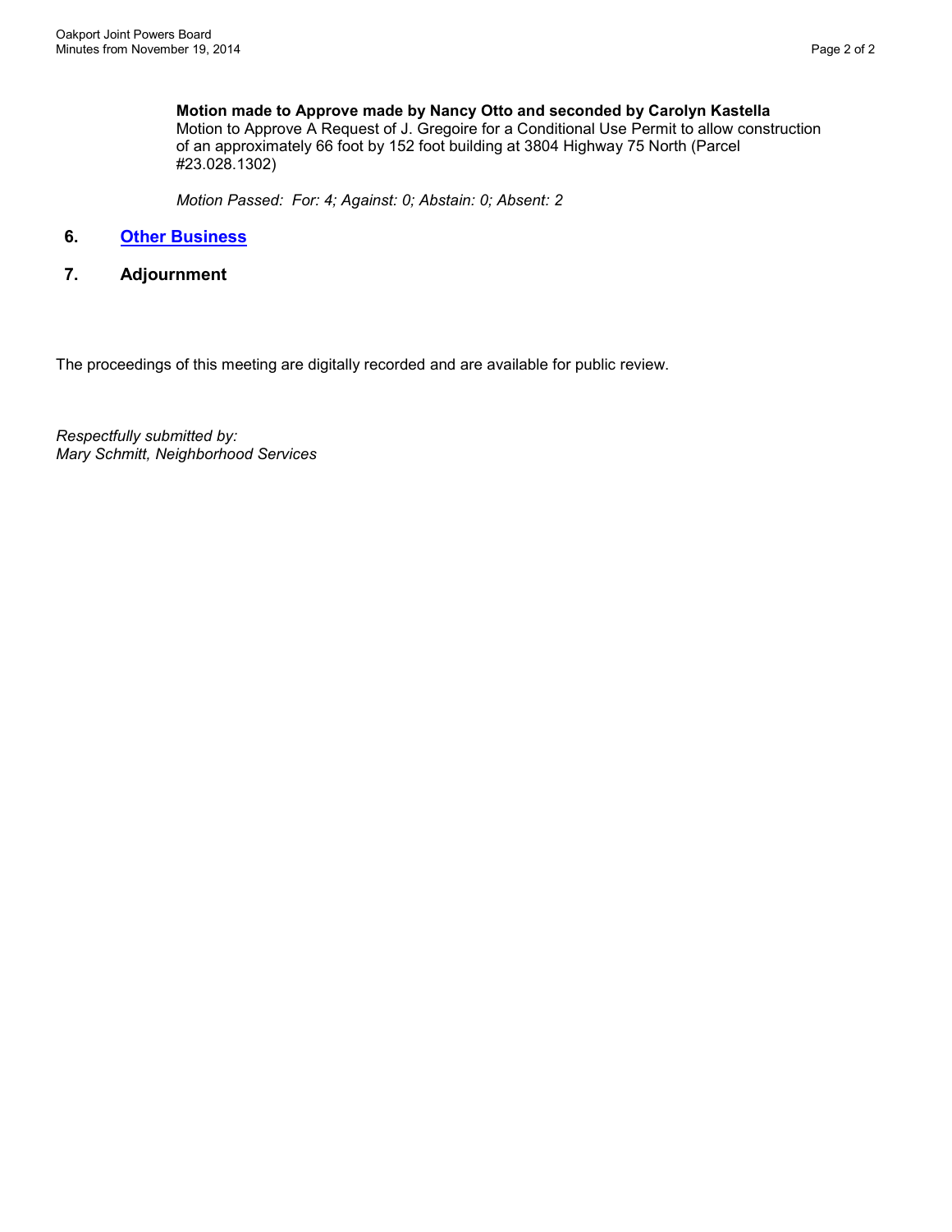**Motion made to Approve made by Nancy Otto and seconded by Carolyn Kastella**
Motion to Approve A Request of J. Gregoire for a Conditional Use Permit to allow construction of an approximately 66 foot by 152 foot building at 3804 Highway 75 North (Parcel #23.028.1302)

*Motion Passed: For: 4; Against: 0; Abstain: 0; Absent: 2*

## 6. Other Business

## 7. Adjournment

The proceedings of this meeting are digitally recorded and are available for public review.

*Respectfully submitted by:*
*Mary Schmitt, Neighborhood Services*